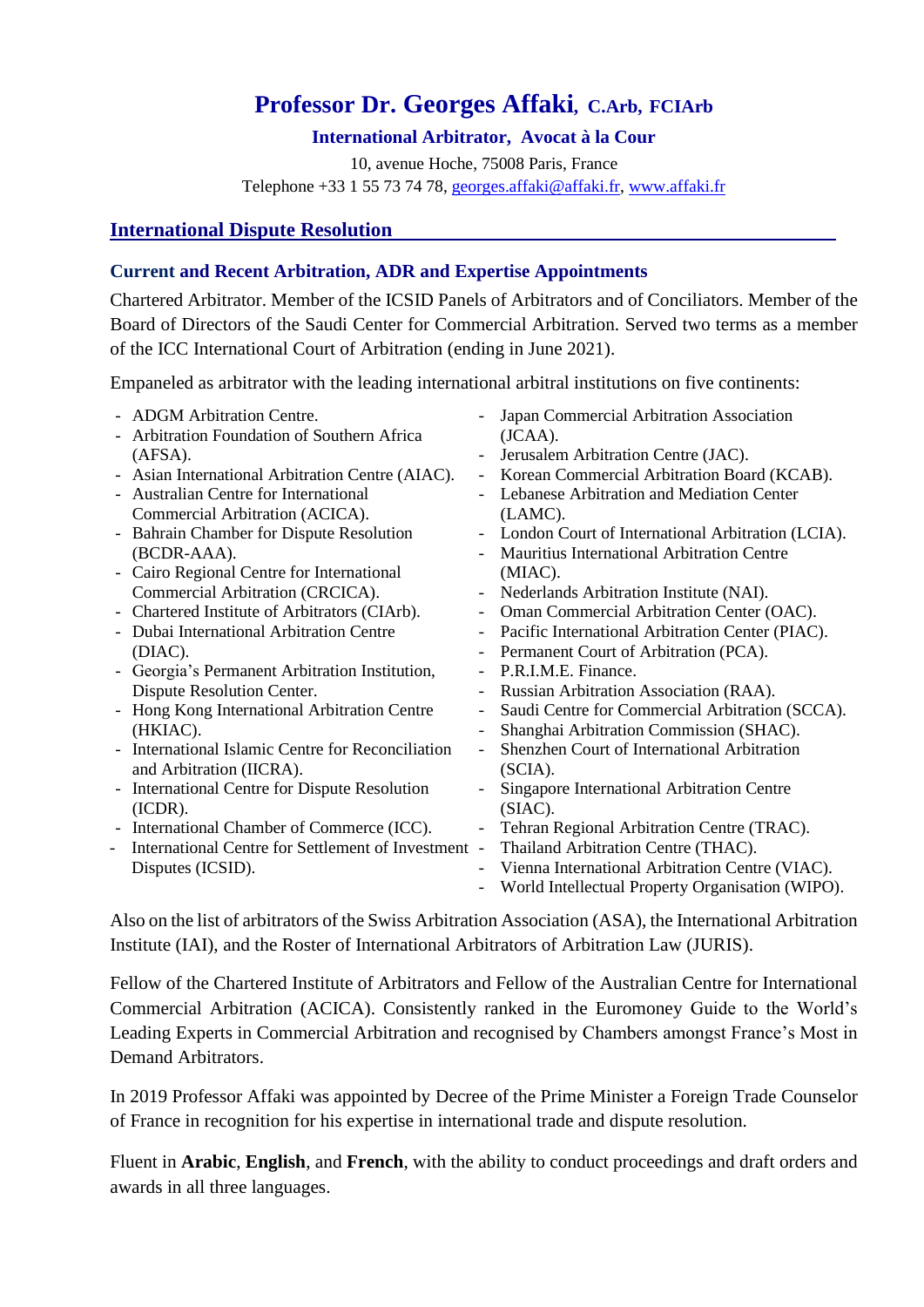# Professor Dr. Georges Affaki, C.Arb, FCIArb

**International Arbitrator, Avocat à la Cour**

10, avenue Hoche, 75008 Paris, France

Telephone +33 1 55 73 74 78, georges.affaki@affaki.fr, www.affaki.fr

## International Dispute Resolution

### Current and Recent Arbitration, ADR and Expertise Appointments

Chartered Arbitrator. Member of the ICSID Panels of Arbitrators and of Conciliators. Member of the Board of Directors of the Saudi Center for Commercial Arbitration. Served two terms as a member of the ICC International Court of Arbitration (ending in June 2021).

Empaneled as arbitrator with the leading international arbitral institutions on five continents:

- ADGM Arbitration Centre.
- Arbitration Foundation of Southern Africa (AFSA).
- Asian International Arbitration Centre (AIAC).
- Australian Centre for International Commercial Arbitration (ACICA).
- Bahrain Chamber for Dispute Resolution (BCDR-AAA).
- Cairo Regional Centre for International Commercial Arbitration (CRCICA).
- Chartered Institute of Arbitrators (CIArb).
- Dubai International Arbitration Centre (DIAC).
- Georgia's Permanent Arbitration Institution, Dispute Resolution Center.
- Hong Kong International Arbitration Centre (HKIAC).
- International Islamic Centre for Reconciliation and Arbitration (IICRA).
- International Centre for Dispute Resolution (ICDR).
- International Chamber of Commerce (ICC).
- International Centre for Settlement of Investment Disputes (ICSID).
- Japan Commercial Arbitration Association (JCAA).
- Jerusalem Arbitration Centre (JAC).
- Korean Commercial Arbitration Board (KCAB).
- Lebanese Arbitration and Mediation Center (LAMC).
- London Court of International Arbitration (LCIA).
- Mauritius International Arbitration Centre (MIAC).
- Nederlands Arbitration Institute (NAI).
- Oman Commercial Arbitration Center (OAC).
- Pacific International Arbitration Center (PIAC).
- Permanent Court of Arbitration (PCA).
- P.R.I.M.E. Finance.
- Russian Arbitration Association (RAA).
- Saudi Centre for Commercial Arbitration (SCCA).
- Shanghai Arbitration Commission (SHAC).
- Shenzhen Court of International Arbitration (SCIA).
- Singapore International Arbitration Centre (SIAC).
- Tehran Regional Arbitration Centre (TRAC).
- Thailand Arbitration Centre (THAC).
- Vienna International Arbitration Centre (VIAC).
- World Intellectual Property Organisation (WIPO).

Also on the list of arbitrators of the Swiss Arbitration Association (ASA), the International Arbitration Institute (IAI), and the Roster of International Arbitrators of Arbitration Law (JURIS).

Fellow of the Chartered Institute of Arbitrators and Fellow of the Australian Centre for International Commercial Arbitration (ACICA). Consistently ranked in the Euromoney Guide to the World's Leading Experts in Commercial Arbitration and recognised by Chambers amongst France's Most in Demand Arbitrators.

In 2019 Professor Affaki was appointed by Decree of the Prime Minister a Foreign Trade Counselor of France in recognition for his expertise in international trade and dispute resolution.

Fluent in **Arabic**, **English**, and **French**, with the ability to conduct proceedings and draft orders and awards in all three languages.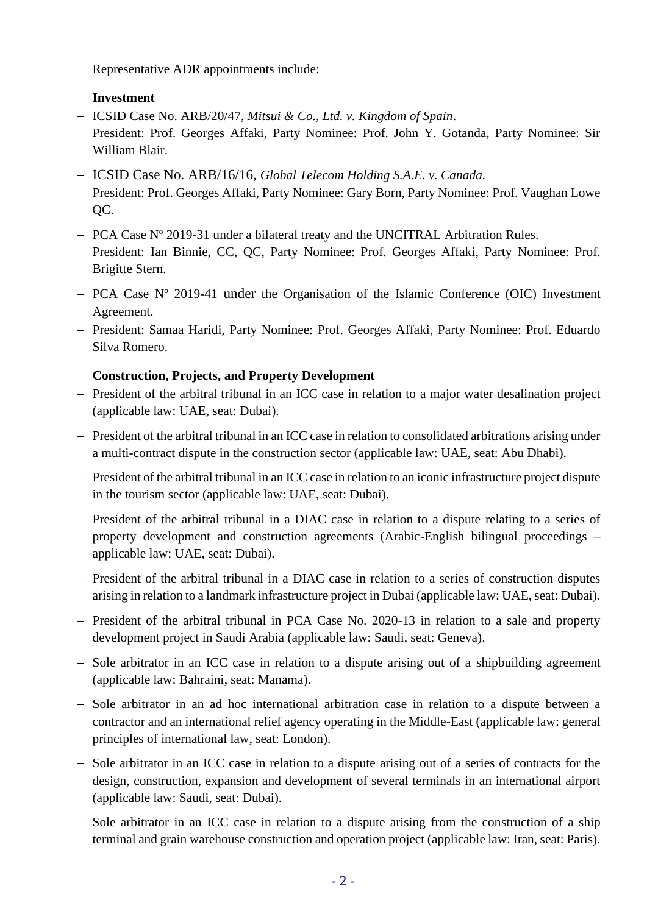Representative ADR appointments include:

**Investment**

- ICSID Case No. ARB/20/47, *Mitsui & Co., Ltd. v. Kingdom of Spain*.
  President: Prof. Georges Affaki, Party Nominee: Prof. John Y. Gotanda, Party Nominee: Sir William Blair.
- ICSID Case No. ARB/16/16, *Global Telecom Holding S.A.E. v. Canada.*
  President: Prof. Georges Affaki, Party Nominee: Gary Born, Party Nominee: Prof. Vaughan Lowe QC.
- PCA Case Nº 2019-31 under a bilateral treaty and the UNCITRAL Arbitration Rules.
  President: Ian Binnie, CC, QC, Party Nominee: Prof. Georges Affaki, Party Nominee: Prof. Brigitte Stern.
- PCA Case Nº 2019-41 under the Organisation of the Islamic Conference (OIC) Investment Agreement.
- President: Samaa Haridi, Party Nominee: Prof. Georges Affaki, Party Nominee: Prof. Eduardo Silva Romero.

**Construction, Projects, and Property Development**

- President of the arbitral tribunal in an ICC case in relation to a major water desalination project (applicable law: UAE, seat: Dubai).
- President of the arbitral tribunal in an ICC case in relation to consolidated arbitrations arising under a multi-contract dispute in the construction sector (applicable law: UAE, seat: Abu Dhabi).
- President of the arbitral tribunal in an ICC case in relation to an iconic infrastructure project dispute in the tourism sector (applicable law: UAE, seat: Dubai).
- President of the arbitral tribunal in a DIAC case in relation to a dispute relating to a series of property development and construction agreements (Arabic-English bilingual proceedings – applicable law: UAE, seat: Dubai).
- President of the arbitral tribunal in a DIAC case in relation to a series of construction disputes arising in relation to a landmark infrastructure project in Dubai (applicable law: UAE, seat: Dubai).
- President of the arbitral tribunal in PCA Case No. 2020-13 in relation to a sale and property development project in Saudi Arabia (applicable law: Saudi, seat: Geneva).
- Sole arbitrator in an ICC case in relation to a dispute arising out of a shipbuilding agreement (applicable law: Bahraini, seat: Manama).
- Sole arbitrator in an ad hoc international arbitration case in relation to a dispute between a contractor and an international relief agency operating in the Middle-East (applicable law: general principles of international law, seat: London).
- Sole arbitrator in an ICC case in relation to a dispute arising out of a series of contracts for the design, construction, expansion and development of several terminals in an international airport (applicable law: Saudi, seat: Dubai).
- Sole arbitrator in an ICC case in relation to a dispute arising from the construction of a ship terminal and grain warehouse construction and operation project (applicable law: Iran, seat: Paris).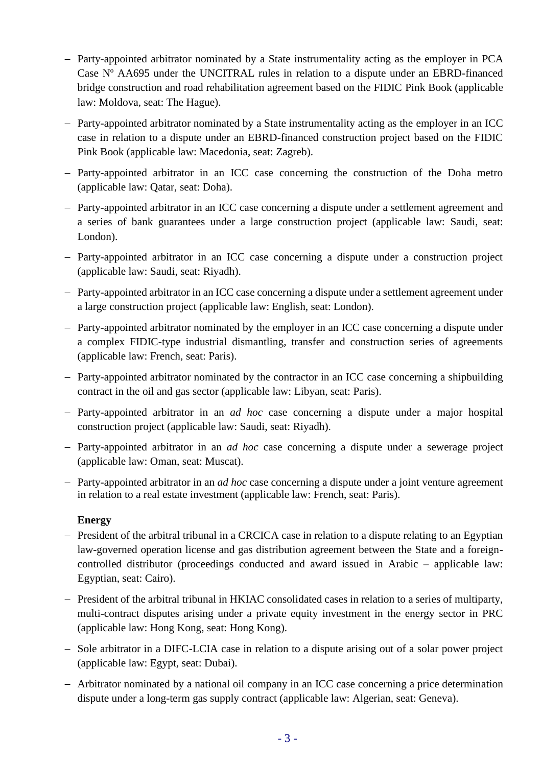- Party-appointed arbitrator nominated by a State instrumentality acting as the employer in PCA Case Nº AA695 under the UNCITRAL rules in relation to a dispute under an EBRD-financed bridge construction and road rehabilitation agreement based on the FIDIC Pink Book (applicable law: Moldova, seat: The Hague).
- Party-appointed arbitrator nominated by a State instrumentality acting as the employer in an ICC case in relation to a dispute under an EBRD-financed construction project based on the FIDIC Pink Book (applicable law: Macedonia, seat: Zagreb).
- Party-appointed arbitrator in an ICC case concerning the construction of the Doha metro (applicable law: Qatar, seat: Doha).
- Party-appointed arbitrator in an ICC case concerning a dispute under a settlement agreement and a series of bank guarantees under a large construction project (applicable law: Saudi, seat: London).
- Party-appointed arbitrator in an ICC case concerning a dispute under a construction project (applicable law: Saudi, seat: Riyadh).
- Party-appointed arbitrator in an ICC case concerning a dispute under a settlement agreement under a large construction project (applicable law: English, seat: London).
- Party-appointed arbitrator nominated by the employer in an ICC case concerning a dispute under a complex FIDIC-type industrial dismantling, transfer and construction series of agreements (applicable law: French, seat: Paris).
- Party-appointed arbitrator nominated by the contractor in an ICC case concerning a shipbuilding contract in the oil and gas sector (applicable law: Libyan, seat: Paris).
- Party-appointed arbitrator in an *ad hoc* case concerning a dispute under a major hospital construction project (applicable law: Saudi, seat: Riyadh).
- Party-appointed arbitrator in an *ad hoc* case concerning a dispute under a sewerage project (applicable law: Oman, seat: Muscat).
- Party-appointed arbitrator in an *ad hoc* case concerning a dispute under a joint venture agreement in relation to a real estate investment (applicable law: French, seat: Paris).

**Energy**

- President of the arbitral tribunal in a CRCICA case in relation to a dispute relating to an Egyptian law-governed operation license and gas distribution agreement between the State and a foreign-controlled distributor (proceedings conducted and award issued in Arabic – applicable law: Egyptian, seat: Cairo).
- President of the arbitral tribunal in HKIAC consolidated cases in relation to a series of multiparty, multi-contract disputes arising under a private equity investment in the energy sector in PRC (applicable law: Hong Kong, seat: Hong Kong).
- Sole arbitrator in a DIFC-LCIA case in relation to a dispute arising out of a solar power project (applicable law: Egypt, seat: Dubai).
- Arbitrator nominated by a national oil company in an ICC case concerning a price determination dispute under a long-term gas supply contract (applicable law: Algerian, seat: Geneva).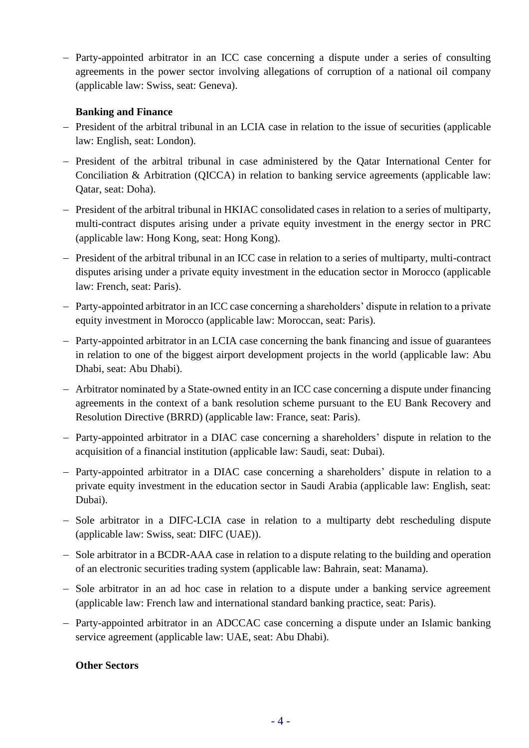- Party-appointed arbitrator in an ICC case concerning a dispute under a series of consulting agreements in the power sector involving allegations of corruption of a national oil company (applicable law: Swiss, seat: Geneva).

**Banking and Finance**

- President of the arbitral tribunal in an LCIA case in relation to the issue of securities (applicable law: English, seat: London).
- President of the arbitral tribunal in case administered by the Qatar International Center for Conciliation & Arbitration (QICCA) in relation to banking service agreements (applicable law: Qatar, seat: Doha).
- President of the arbitral tribunal in HKIAC consolidated cases in relation to a series of multiparty, multi-contract disputes arising under a private equity investment in the energy sector in PRC (applicable law: Hong Kong, seat: Hong Kong).
- President of the arbitral tribunal in an ICC case in relation to a series of multiparty, multi-contract disputes arising under a private equity investment in the education sector in Morocco (applicable law: French, seat: Paris).
- Party-appointed arbitrator in an ICC case concerning a shareholders' dispute in relation to a private equity investment in Morocco (applicable law: Moroccan, seat: Paris).
- Party-appointed arbitrator in an LCIA case concerning the bank financing and issue of guarantees in relation to one of the biggest airport development projects in the world (applicable law: Abu Dhabi, seat: Abu Dhabi).
- Arbitrator nominated by a State-owned entity in an ICC case concerning a dispute under financing agreements in the context of a bank resolution scheme pursuant to the EU Bank Recovery and Resolution Directive (BRRD) (applicable law: France, seat: Paris).
- Party-appointed arbitrator in a DIAC case concerning a shareholders' dispute in relation to the acquisition of a financial institution (applicable law: Saudi, seat: Dubai).
- Party-appointed arbitrator in a DIAC case concerning a shareholders' dispute in relation to a private equity investment in the education sector in Saudi Arabia (applicable law: English, seat: Dubai).
- Sole arbitrator in a DIFC-LCIA case in relation to a multiparty debt rescheduling dispute (applicable law: Swiss, seat: DIFC (UAE)).
- Sole arbitrator in a BCDR-AAA case in relation to a dispute relating to the building and operation of an electronic securities trading system (applicable law: Bahrain, seat: Manama).
- Sole arbitrator in an ad hoc case in relation to a dispute under a banking service agreement (applicable law: French law and international standard banking practice, seat: Paris).
- Party-appointed arbitrator in an ADCCAC case concerning a dispute under an Islamic banking service agreement (applicable law: UAE, seat: Abu Dhabi).

**Other Sectors**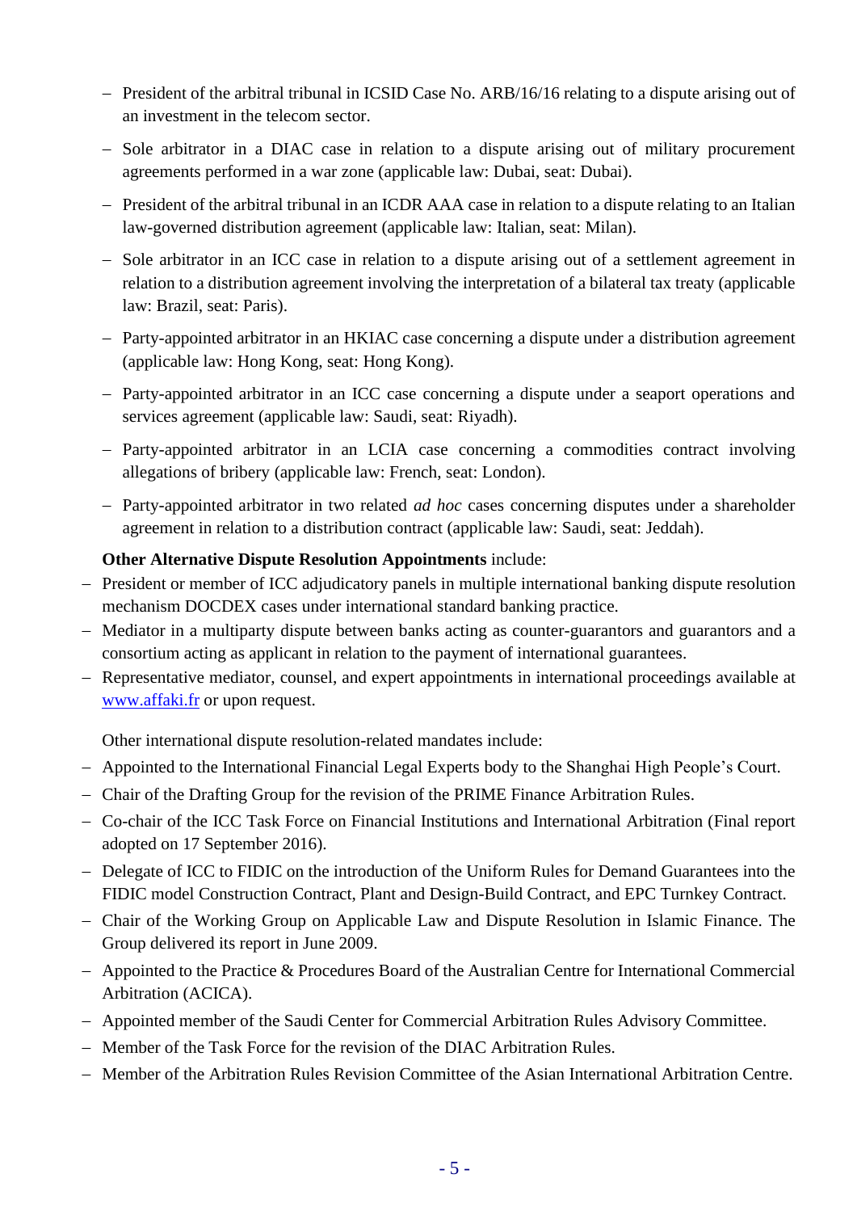- President of the arbitral tribunal in ICSID Case No. ARB/16/16 relating to a dispute arising out of an investment in the telecom sector.
- Sole arbitrator in a DIAC case in relation to a dispute arising out of military procurement agreements performed in a war zone (applicable law: Dubai, seat: Dubai).
- President of the arbitral tribunal in an ICDR AAA case in relation to a dispute relating to an Italian law-governed distribution agreement (applicable law: Italian, seat: Milan).
- Sole arbitrator in an ICC case in relation to a dispute arising out of a settlement agreement in relation to a distribution agreement involving the interpretation of a bilateral tax treaty (applicable law: Brazil, seat: Paris).
- Party-appointed arbitrator in an HKIAC case concerning a dispute under a distribution agreement (applicable law: Hong Kong, seat: Hong Kong).
- Party-appointed arbitrator in an ICC case concerning a dispute under a seaport operations and services agreement (applicable law: Saudi, seat: Riyadh).
- Party-appointed arbitrator in an LCIA case concerning a commodities contract involving allegations of bribery (applicable law: French, seat: London).
- Party-appointed arbitrator in two related *ad hoc* cases concerning disputes under a shareholder agreement in relation to a distribution contract (applicable law: Saudi, seat: Jeddah).

**Other Alternative Dispute Resolution Appointments** include:

- President or member of ICC adjudicatory panels in multiple international banking dispute resolution mechanism DOCDEX cases under international standard banking practice.
- Mediator in a multiparty dispute between banks acting as counter-guarantors and guarantors and a consortium acting as applicant in relation to the payment of international guarantees.
- Representative mediator, counsel, and expert appointments in international proceedings available at [www.affaki.fr](http://www.affaki.fr) or upon request.

Other international dispute resolution-related mandates include:

- Appointed to the International Financial Legal Experts body to the Shanghai High People's Court.
- Chair of the Drafting Group for the revision of the PRIME Finance Arbitration Rules.
- Co-chair of the ICC Task Force on Financial Institutions and International Arbitration (Final report adopted on 17 September 2016).
- Delegate of ICC to FIDIC on the introduction of the Uniform Rules for Demand Guarantees into the FIDIC model Construction Contract, Plant and Design-Build Contract, and EPC Turnkey Contract.
- Chair of the Working Group on Applicable Law and Dispute Resolution in Islamic Finance. The Group delivered its report in June 2009.
- Appointed to the Practice & Procedures Board of the Australian Centre for International Commercial Arbitration (ACICA).
- Appointed member of the Saudi Center for Commercial Arbitration Rules Advisory Committee.
- Member of the Task Force for the revision of the DIAC Arbitration Rules.
- Member of the Arbitration Rules Revision Committee of the Asian International Arbitration Centre.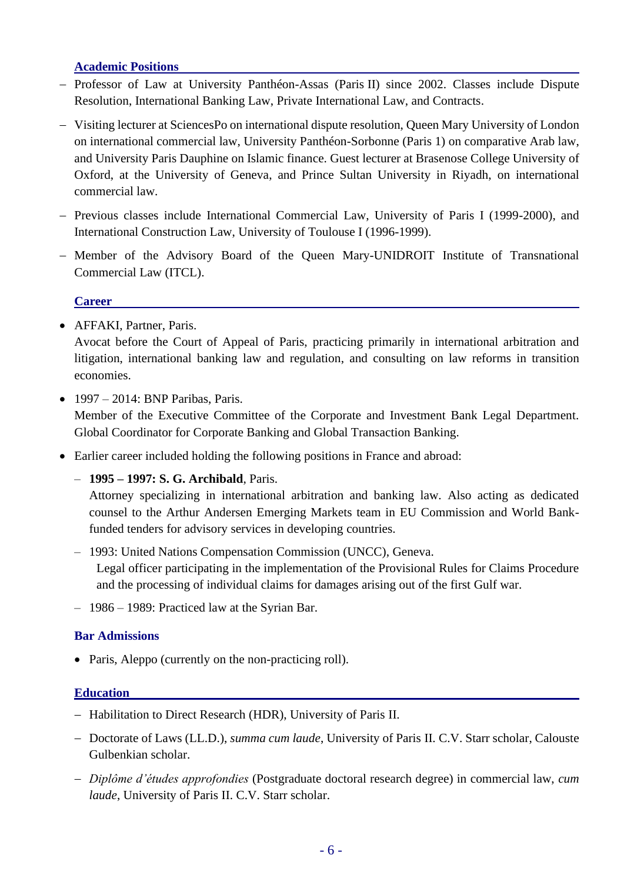## Academic Positions

- Professor of Law at University Panthéon-Assas (Paris II) since 2002. Classes include Dispute Resolution, International Banking Law, Private International Law, and Contracts.
- Visiting lecturer at SciencesPo on international dispute resolution, Queen Mary University of London on international commercial law, University Panthéon-Sorbonne (Paris 1) on comparative Arab law, and University Paris Dauphine on Islamic finance. Guest lecturer at Brasenose College University of Oxford, at the University of Geneva, and Prince Sultan University in Riyadh, on international commercial law.
- Previous classes include International Commercial Law, University of Paris I (1999-2000), and International Construction Law, University of Toulouse I (1996-1999).
- Member of the Advisory Board of the Queen Mary-UNIDROIT Institute of Transnational Commercial Law (ITCL).

## Career

- AFFAKI, Partner, Paris.
  Avocat before the Court of Appeal of Paris, practicing primarily in international arbitration and litigation, international banking law and regulation, and consulting on law reforms in transition economies.
- 1997 – 2014: BNP Paribas, Paris.
  Member of the Executive Committee of the Corporate and Investment Bank Legal Department. Global Coordinator for Corporate Banking and Global Transaction Banking.
- Earlier career included holding the following positions in France and abroad:
  - **1995 – 1997: S. G. Archibald**, Paris.
    Attorney specializing in international arbitration and banking law. Also acting as dedicated counsel to the Arthur Andersen Emerging Markets team in EU Commission and World Bank-funded tenders for advisory services in developing countries.
  - 1993: United Nations Compensation Commission (UNCC), Geneva.
    Legal officer participating in the implementation of the Provisional Rules for Claims Procedure and the processing of individual claims for damages arising out of the first Gulf war.
  - 1986 – 1989: Practiced law at the Syrian Bar.

## Bar Admissions

- Paris, Aleppo (currently on the non-practicing roll).

## Education

- Habilitation to Direct Research (HDR), University of Paris II.
- Doctorate of Laws (LL.D.), *summa cum laude*, University of Paris II. C.V. Starr scholar, Calouste Gulbenkian scholar.
- *Diplôme d'études approfondies* (Postgraduate doctoral research degree) in commercial law, *cum laude*, University of Paris II. C.V. Starr scholar.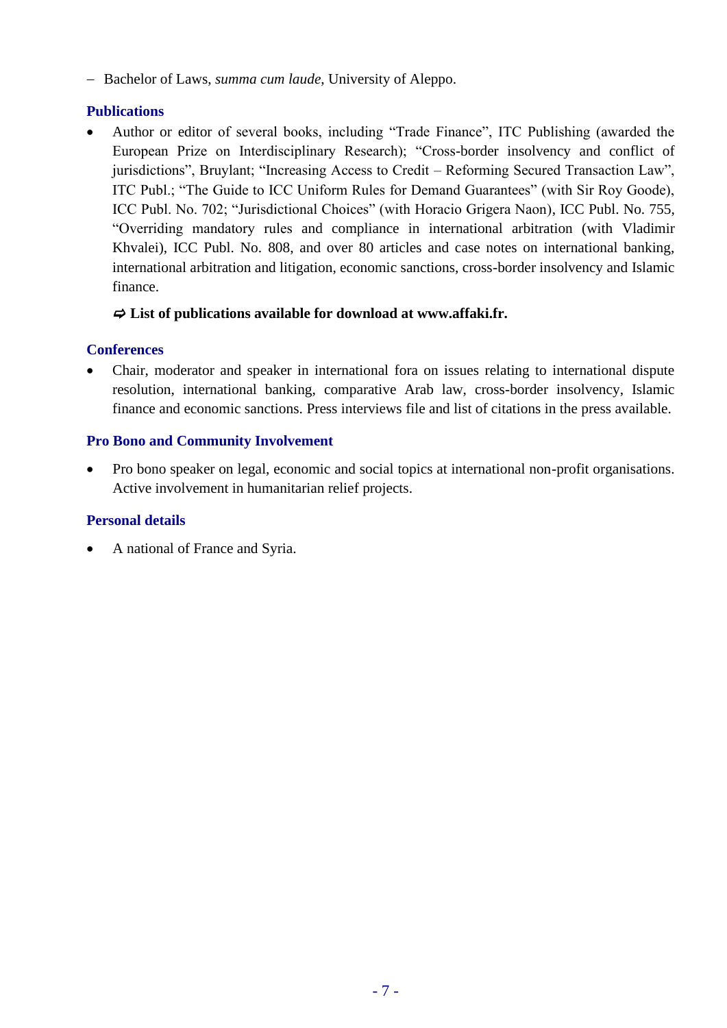– Bachelor of Laws, *summa cum laude*, University of Aleppo.

## Publications

- Author or editor of several books, including "Trade Finance", ITC Publishing (awarded the European Prize on Interdisciplinary Research); "Cross-border insolvency and conflict of jurisdictions", Bruylant; "Increasing Access to Credit – Reforming Secured Transaction Law", ITC Publ.; "The Guide to ICC Uniform Rules for Demand Guarantees" (with Sir Roy Goode), ICC Publ. No. 702; "Jurisdictional Choices" (with Horacio Grigera Naon), ICC Publ. No. 755, "Overriding mandatory rules and compliance in international arbitration (with Vladimir Khvalei), ICC Publ. No. 808, and over 80 articles and case notes on international banking, international arbitration and litigation, economic sanctions, cross-border insolvency and Islamic finance.

  **⇨ List of publications available for download at www.affaki.fr.**

## Conferences

- Chair, moderator and speaker in international fora on issues relating to international dispute resolution, international banking, comparative Arab law, cross-border insolvency, Islamic finance and economic sanctions. Press interviews file and list of citations in the press available.

## Pro Bono and Community Involvement

- Pro bono speaker on legal, economic and social topics at international non-profit organisations. Active involvement in humanitarian relief projects.

## Personal details

- A national of France and Syria.